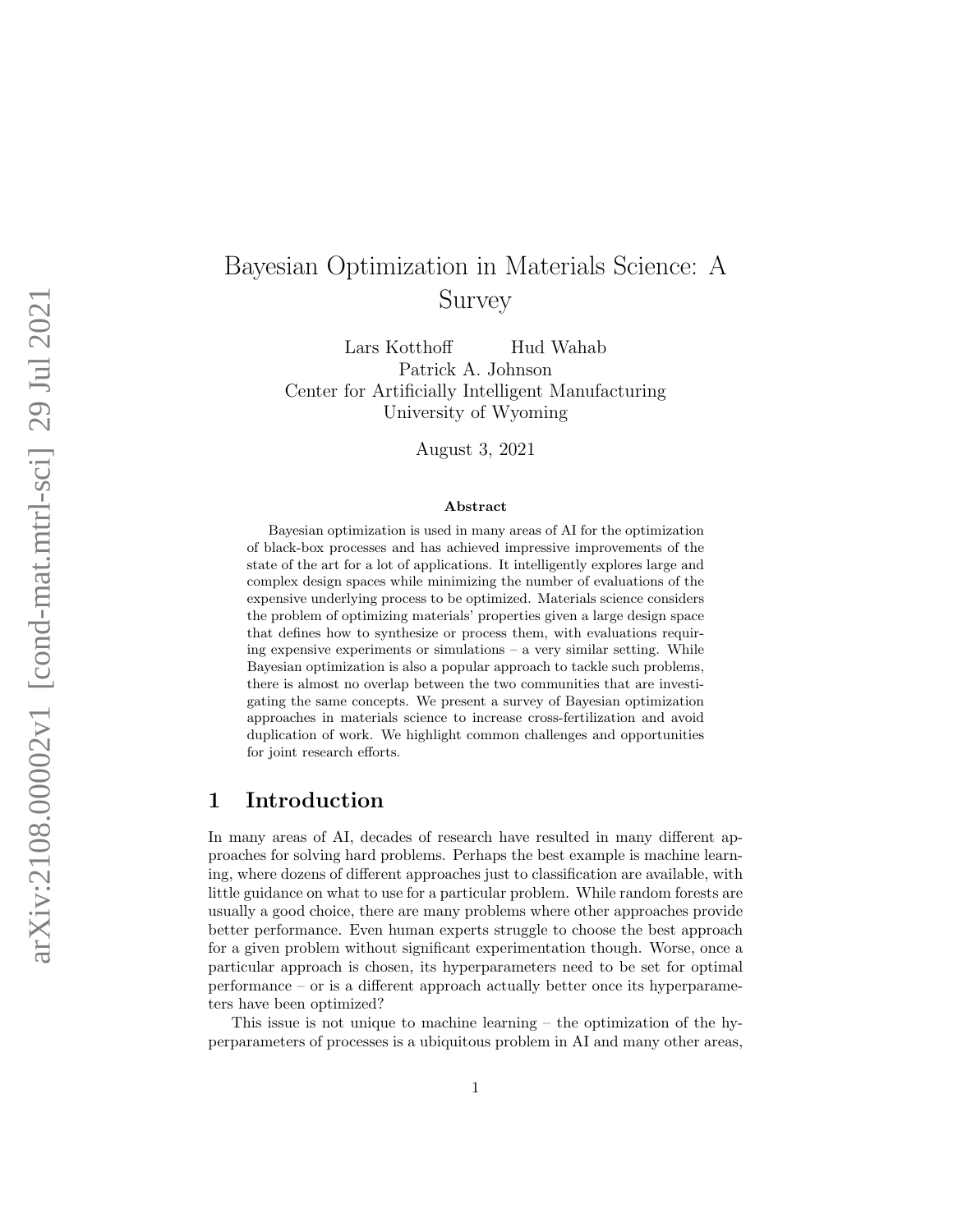# Bayesian Optimization in Materials Science: A Survey

Lars Kotthoff Hud Wahab
Patrick A. Johnson
Center for Artificially Intelligent Manufacturing
University of Wyoming

August 3, 2021

**Abstract**

Bayesian optimization is used in many areas of AI for the optimization of black-box processes and has achieved impressive improvements of the state of the art for a lot of applications. It intelligently explores large and complex design spaces while minimizing the number of evaluations of the expensive underlying process to be optimized. Materials science considers the problem of optimizing materials' properties given a large design space that defines how to synthesize or process them, with evaluations requiring expensive experiments or simulations – a very similar setting. While Bayesian optimization is also a popular approach to tackle such problems, there is almost no overlap between the two communities that are investigating the same concepts. We present a survey of Bayesian optimization approaches in materials science to increase cross-fertilization and avoid duplication of work. We highlight common challenges and opportunities for joint research efforts.

## 1 Introduction

In many areas of AI, decades of research have resulted in many different approaches for solving hard problems. Perhaps the best example is machine learning, where dozens of different approaches just to classification are available, with little guidance on what to use for a particular problem. While random forests are usually a good choice, there are many problems where other approaches provide better performance. Even human experts struggle to choose the best approach for a given problem without significant experimentation though. Worse, once a particular approach is chosen, its hyperparameters need to be set for optimal performance – or is a different approach actually better once its hyperparameters have been optimized?

This issue is not unique to machine learning – the optimization of the hyperparameters of processes is a ubiquitous problem in AI and many other areas,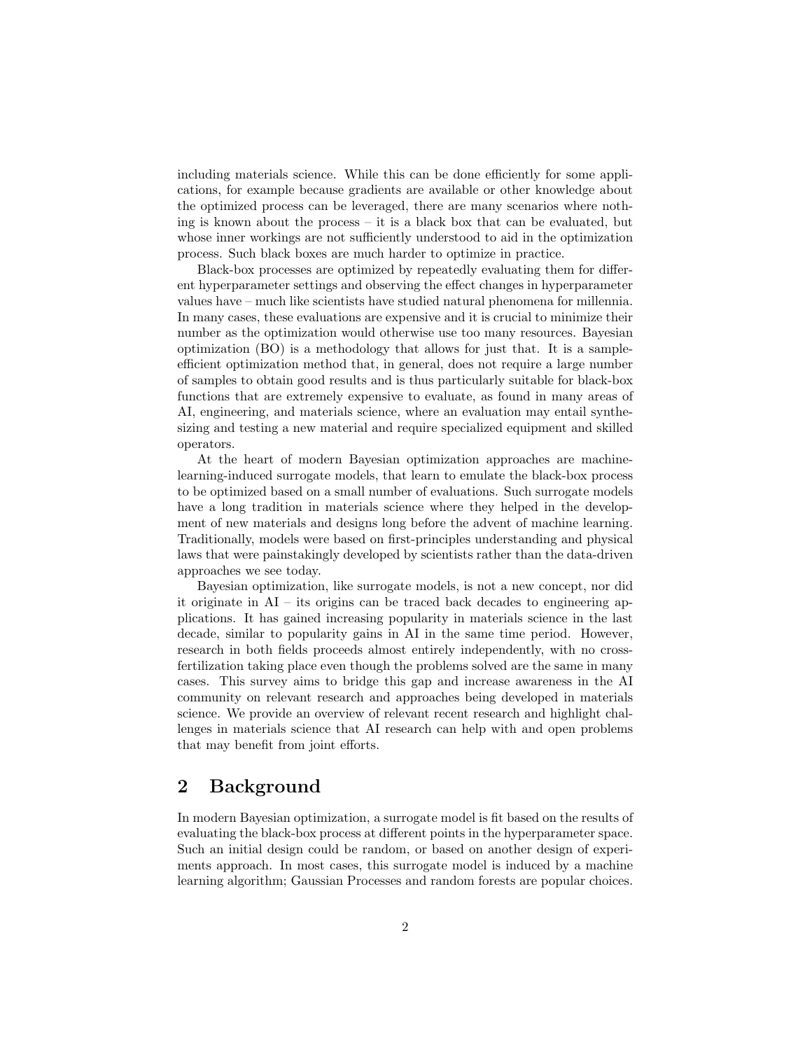including materials science. While this can be done efficiently for some applications, for example because gradients are available or other knowledge about the optimized process can be leveraged, there are many scenarios where nothing is known about the process – it is a black box that can be evaluated, but whose inner workings are not sufficiently understood to aid in the optimization process. Such black boxes are much harder to optimize in practice.

Black-box processes are optimized by repeatedly evaluating them for different hyperparameter settings and observing the effect changes in hyperparameter values have – much like scientists have studied natural phenomena for millennia. In many cases, these evaluations are expensive and it is crucial to minimize their number as the optimization would otherwise use too many resources. Bayesian optimization (BO) is a methodology that allows for just that. It is a sample-efficient optimization method that, in general, does not require a large number of samples to obtain good results and is thus particularly suitable for black-box functions that are extremely expensive to evaluate, as found in many areas of AI, engineering, and materials science, where an evaluation may entail synthesizing and testing a new material and require specialized equipment and skilled operators.

At the heart of modern Bayesian optimization approaches are machine-learning-induced surrogate models, that learn to emulate the black-box process to be optimized based on a small number of evaluations. Such surrogate models have a long tradition in materials science where they helped in the development of new materials and designs long before the advent of machine learning. Traditionally, models were based on first-principles understanding and physical laws that were painstakingly developed by scientists rather than the data-driven approaches we see today.

Bayesian optimization, like surrogate models, is not a new concept, nor did it originate in AI – its origins can be traced back decades to engineering applications. It has gained increasing popularity in materials science in the last decade, similar to popularity gains in AI in the same time period. However, research in both fields proceeds almost entirely independently, with no cross-fertilization taking place even though the problems solved are the same in many cases. This survey aims to bridge this gap and increase awareness in the AI community on relevant research and approaches being developed in materials science. We provide an overview of relevant recent research and highlight challenges in materials science that AI research can help with and open problems that may benefit from joint efforts.

## 2 Background

In modern Bayesian optimization, a surrogate model is fit based on the results of evaluating the black-box process at different points in the hyperparameter space. Such an initial design could be random, or based on another design of experiments approach. In most cases, this surrogate model is induced by a machine learning algorithm; Gaussian Processes and random forests are popular choices.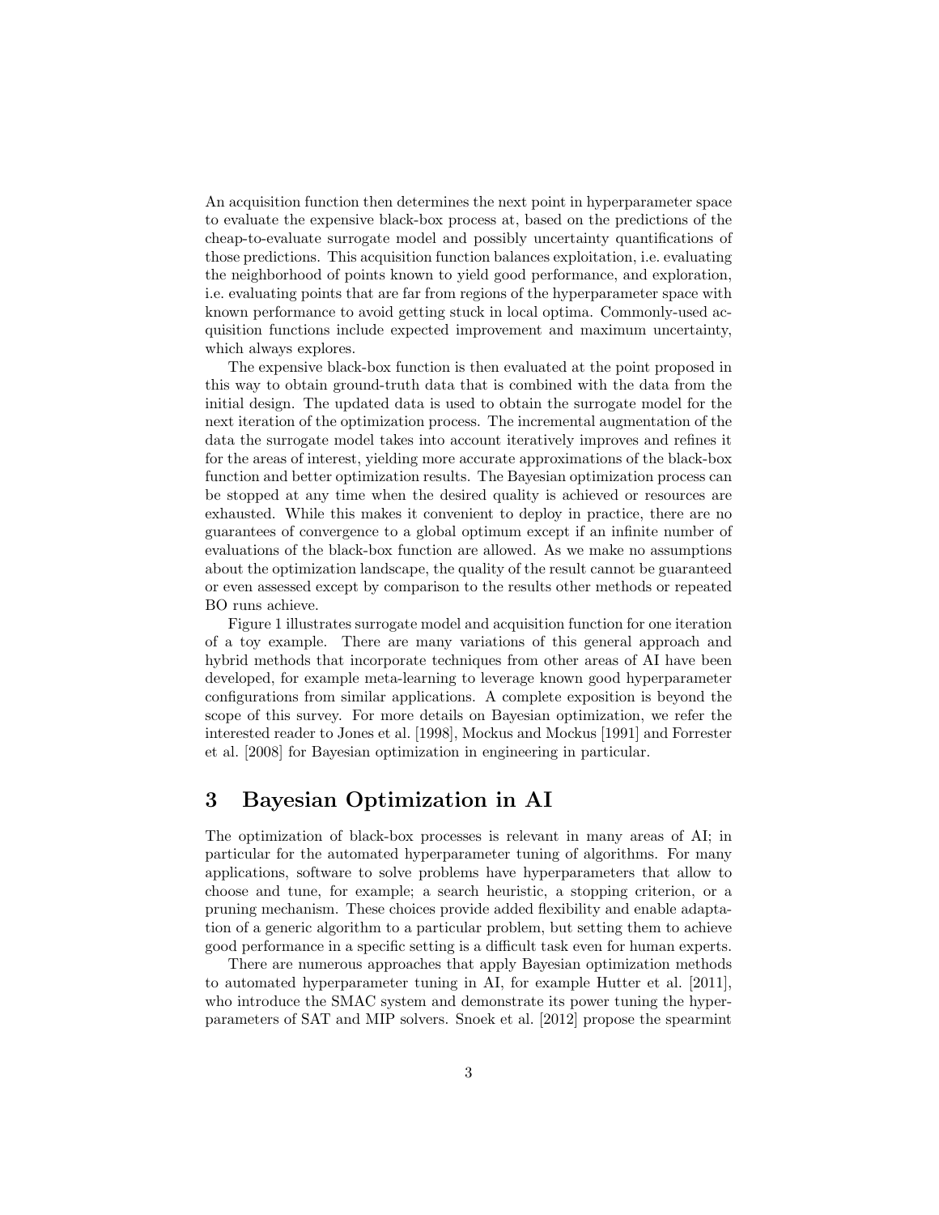An acquisition function then determines the next point in hyperparameter space to evaluate the expensive black-box process at, based on the predictions of the cheap-to-evaluate surrogate model and possibly uncertainty quantifications of those predictions. This acquisition function balances exploitation, i.e. evaluating the neighborhood of points known to yield good performance, and exploration, i.e. evaluating points that are far from regions of the hyperparameter space with known performance to avoid getting stuck in local optima. Commonly-used acquisition functions include expected improvement and maximum uncertainty, which always explores.

The expensive black-box function is then evaluated at the point proposed in this way to obtain ground-truth data that is combined with the data from the initial design. The updated data is used to obtain the surrogate model for the next iteration of the optimization process. The incremental augmentation of the data the surrogate model takes into account iteratively improves and refines it for the areas of interest, yielding more accurate approximations of the black-box function and better optimization results. The Bayesian optimization process can be stopped at any time when the desired quality is achieved or resources are exhausted. While this makes it convenient to deploy in practice, there are no guarantees of convergence to a global optimum except if an infinite number of evaluations of the black-box function are allowed. As we make no assumptions about the optimization landscape, the quality of the result cannot be guaranteed or even assessed except by comparison to the results other methods or repeated BO runs achieve.

Figure 1 illustrates surrogate model and acquisition function for one iteration of a toy example. There are many variations of this general approach and hybrid methods that incorporate techniques from other areas of AI have been developed, for example meta-learning to leverage known good hyperparameter configurations from similar applications. A complete exposition is beyond the scope of this survey. For more details on Bayesian optimization, we refer the interested reader to Jones et al. [1998], Mockus and Mockus [1991] and Forrester et al. [2008] for Bayesian optimization in engineering in particular.

# 3 Bayesian Optimization in AI

The optimization of black-box processes is relevant in many areas of AI; in particular for the automated hyperparameter tuning of algorithms. For many applications, software to solve problems have hyperparameters that allow to choose and tune, for example; a search heuristic, a stopping criterion, or a pruning mechanism. These choices provide added flexibility and enable adaptation of a generic algorithm to a particular problem, but setting them to achieve good performance in a specific setting is a difficult task even for human experts.

There are numerous approaches that apply Bayesian optimization methods to automated hyperparameter tuning in AI, for example Hutter et al. [2011], who introduce the SMAC system and demonstrate its power tuning the hyperparameters of SAT and MIP solvers. Snoek et al. [2012] propose the spearmint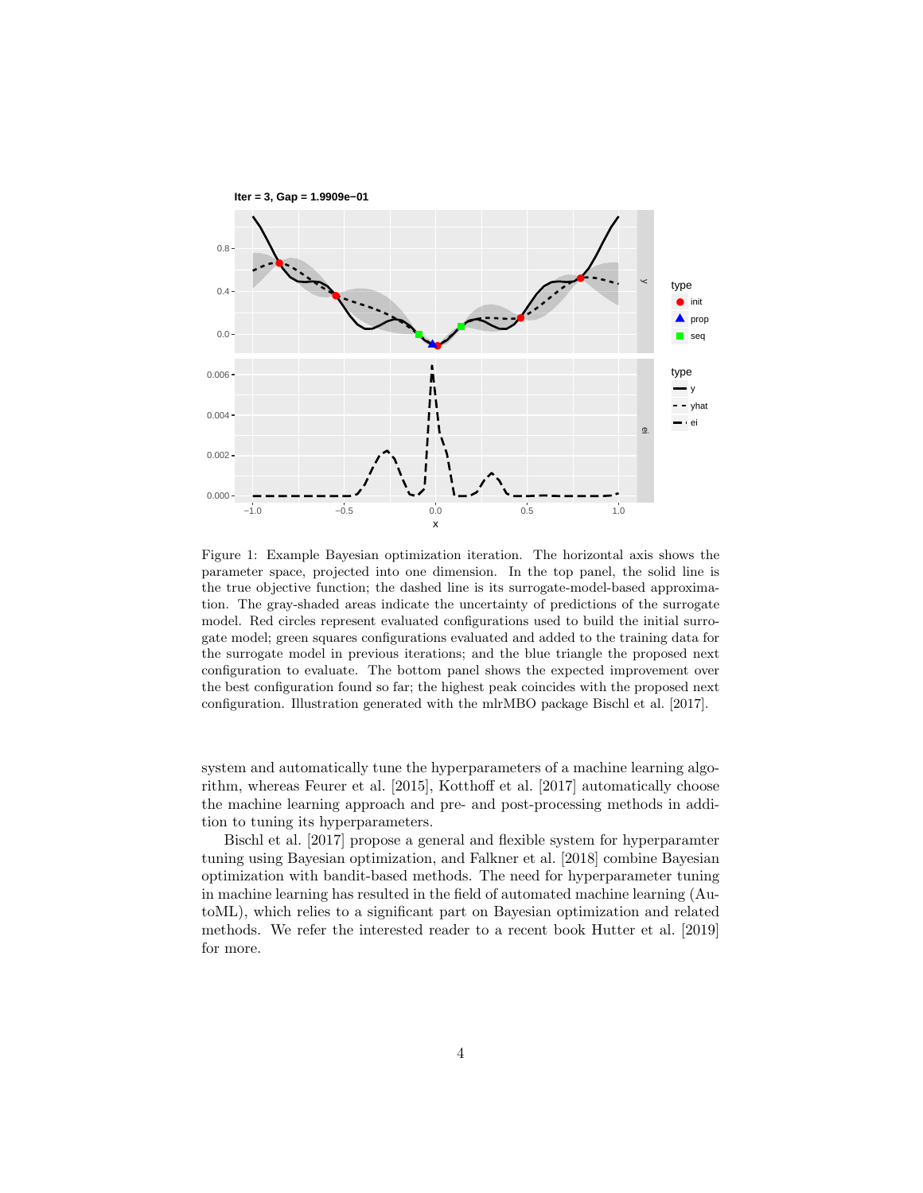Figure 1: Example Bayesian optimization iteration. The horizontal axis shows the parameter space, projected into one dimension. In the top panel, the solid line is the true objective function; the dashed line is its surrogate-model-based approximation. The gray-shaded areas indicate the uncertainty of predictions of the surrogate model. Red circles represent evaluated configurations used to build the initial surrogate model; green squares configurations evaluated and added to the training data for the surrogate model in previous iterations; and the blue triangle the proposed next configuration to evaluate. The bottom panel shows the expected improvement over the best configuration found so far; the highest peak coincides with the proposed next configuration. Illustration generated with the mlrMBO package Bischl et al. [2017].

system and automatically tune the hyperparameters of a machine learning algorithm, whereas Feurer et al. [2015], Kotthoff et al. [2017] automatically choose the machine learning approach and pre- and post-processing methods in addition to tuning its hyperparameters.

Bischl et al. [2017] propose a general and flexible system for hyperparamter tuning using Bayesian optimization, and Falkner et al. [2018] combine Bayesian optimization with bandit-based methods. The need for hyperparameter tuning in machine learning has resulted in the field of automated machine learning (AutoML), which relies to a significant part on Bayesian optimization and related methods. We refer the interested reader to a recent book Hutter et al. [2019] for more.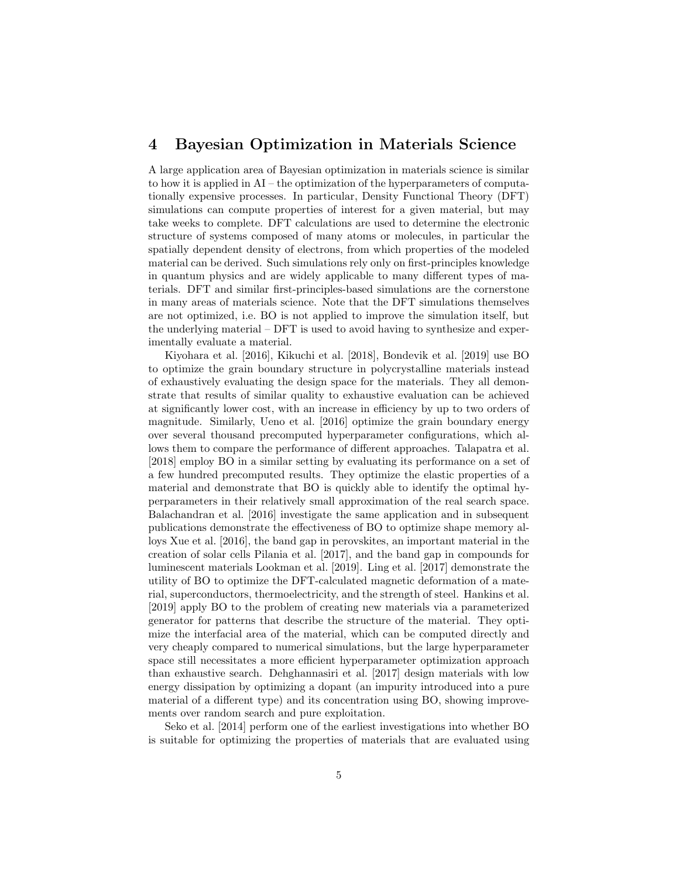# 4 Bayesian Optimization in Materials Science

A large application area of Bayesian optimization in materials science is similar to how it is applied in AI – the optimization of the hyperparameters of computationally expensive processes. In particular, Density Functional Theory (DFT) simulations can compute properties of interest for a given material, but may take weeks to complete. DFT calculations are used to determine the electronic structure of systems composed of many atoms or molecules, in particular the spatially dependent density of electrons, from which properties of the modeled material can be derived. Such simulations rely only on first-principles knowledge in quantum physics and are widely applicable to many different types of materials. DFT and similar first-principles-based simulations are the cornerstone in many areas of materials science. Note that the DFT simulations themselves are not optimized, i.e. BO is not applied to improve the simulation itself, but the underlying material – DFT is used to avoid having to synthesize and experimentally evaluate a material.

Kiyohara et al. [2016], Kikuchi et al. [2018], Bondevik et al. [2019] use BO to optimize the grain boundary structure in polycrystalline materials instead of exhaustively evaluating the design space for the materials. They all demonstrate that results of similar quality to exhaustive evaluation can be achieved at significantly lower cost, with an increase in efficiency by up to two orders of magnitude. Similarly, Ueno et al. [2016] optimize the grain boundary energy over several thousand precomputed hyperparameter configurations, which allows them to compare the performance of different approaches. Talapatra et al. [2018] employ BO in a similar setting by evaluating its performance on a set of a few hundred precomputed results. They optimize the elastic properties of a material and demonstrate that BO is quickly able to identify the optimal hyperparameters in their relatively small approximation of the real search space. Balachandran et al. [2016] investigate the same application and in subsequent publications demonstrate the effectiveness of BO to optimize shape memory alloys Xue et al. [2016], the band gap in perovskites, an important material in the creation of solar cells Pilania et al. [2017], and the band gap in compounds for luminescent materials Lookman et al. [2019]. Ling et al. [2017] demonstrate the utility of BO to optimize the DFT-calculated magnetic deformation of a material, superconductors, thermoelectricity, and the strength of steel. Hankins et al. [2019] apply BO to the problem of creating new materials via a parameterized generator for patterns that describe the structure of the material. They optimize the interfacial area of the material, which can be computed directly and very cheaply compared to numerical simulations, but the large hyperparameter space still necessitates a more efficient hyperparameter optimization approach than exhaustive search. Dehghannasiri et al. [2017] design materials with low energy dissipation by optimizing a dopant (an impurity introduced into a pure material of a different type) and its concentration using BO, showing improvements over random search and pure exploitation.

Seko et al. [2014] perform one of the earliest investigations into whether BO is suitable for optimizing the properties of materials that are evaluated using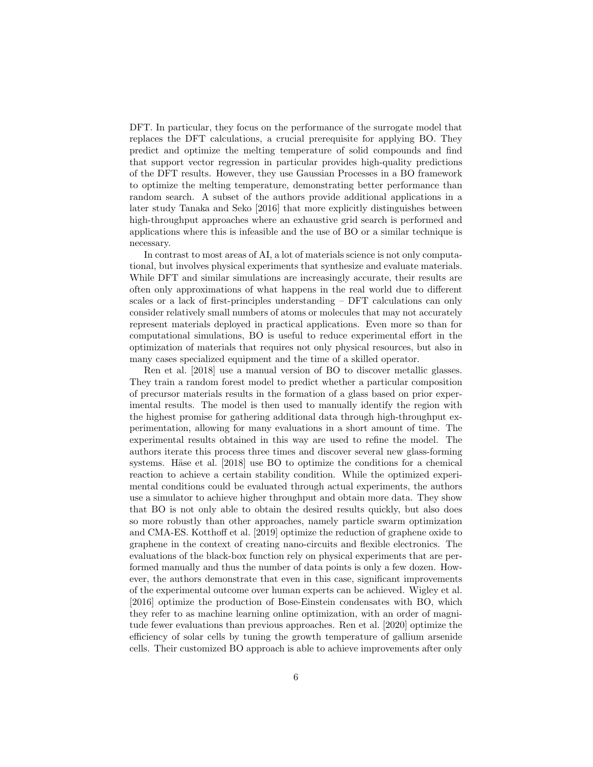DFT. In particular, they focus on the performance of the surrogate model that replaces the DFT calculations, a crucial prerequisite for applying BO. They predict and optimize the melting temperature of solid compounds and find that support vector regression in particular provides high-quality predictions of the DFT results. However, they use Gaussian Processes in a BO framework to optimize the melting temperature, demonstrating better performance than random search. A subset of the authors provide additional applications in a later study Tanaka and Seko [2016] that more explicitly distinguishes between high-throughput approaches where an exhaustive grid search is performed and applications where this is infeasible and the use of BO or a similar technique is necessary.

In contrast to most areas of AI, a lot of materials science is not only computational, but involves physical experiments that synthesize and evaluate materials. While DFT and similar simulations are increasingly accurate, their results are often only approximations of what happens in the real world due to different scales or a lack of first-principles understanding – DFT calculations can only consider relatively small numbers of atoms or molecules that may not accurately represent materials deployed in practical applications. Even more so than for computational simulations, BO is useful to reduce experimental effort in the optimization of materials that requires not only physical resources, but also in many cases specialized equipment and the time of a skilled operator.

Ren et al. [2018] use a manual version of BO to discover metallic glasses. They train a random forest model to predict whether a particular composition of precursor materials results in the formation of a glass based on prior experimental results. The model is then used to manually identify the region with the highest promise for gathering additional data through high-throughput experimentation, allowing for many evaluations in a short amount of time. The experimental results obtained in this way are used to refine the model. The authors iterate this process three times and discover several new glass-forming systems. Häse et al. [2018] use BO to optimize the conditions for a chemical reaction to achieve a certain stability condition. While the optimized experimental conditions could be evaluated through actual experiments, the authors use a simulator to achieve higher throughput and obtain more data. They show that BO is not only able to obtain the desired results quickly, but also does so more robustly than other approaches, namely particle swarm optimization and CMA-ES. Kotthoff et al. [2019] optimize the reduction of graphene oxide to graphene in the context of creating nano-circuits and flexible electronics. The evaluations of the black-box function rely on physical experiments that are performed manually and thus the number of data points is only a few dozen. However, the authors demonstrate that even in this case, significant improvements of the experimental outcome over human experts can be achieved. Wigley et al. [2016] optimize the production of Bose-Einstein condensates with BO, which they refer to as machine learning online optimization, with an order of magnitude fewer evaluations than previous approaches. Ren et al. [2020] optimize the efficiency of solar cells by tuning the growth temperature of gallium arsenide cells. Their customized BO approach is able to achieve improvements after only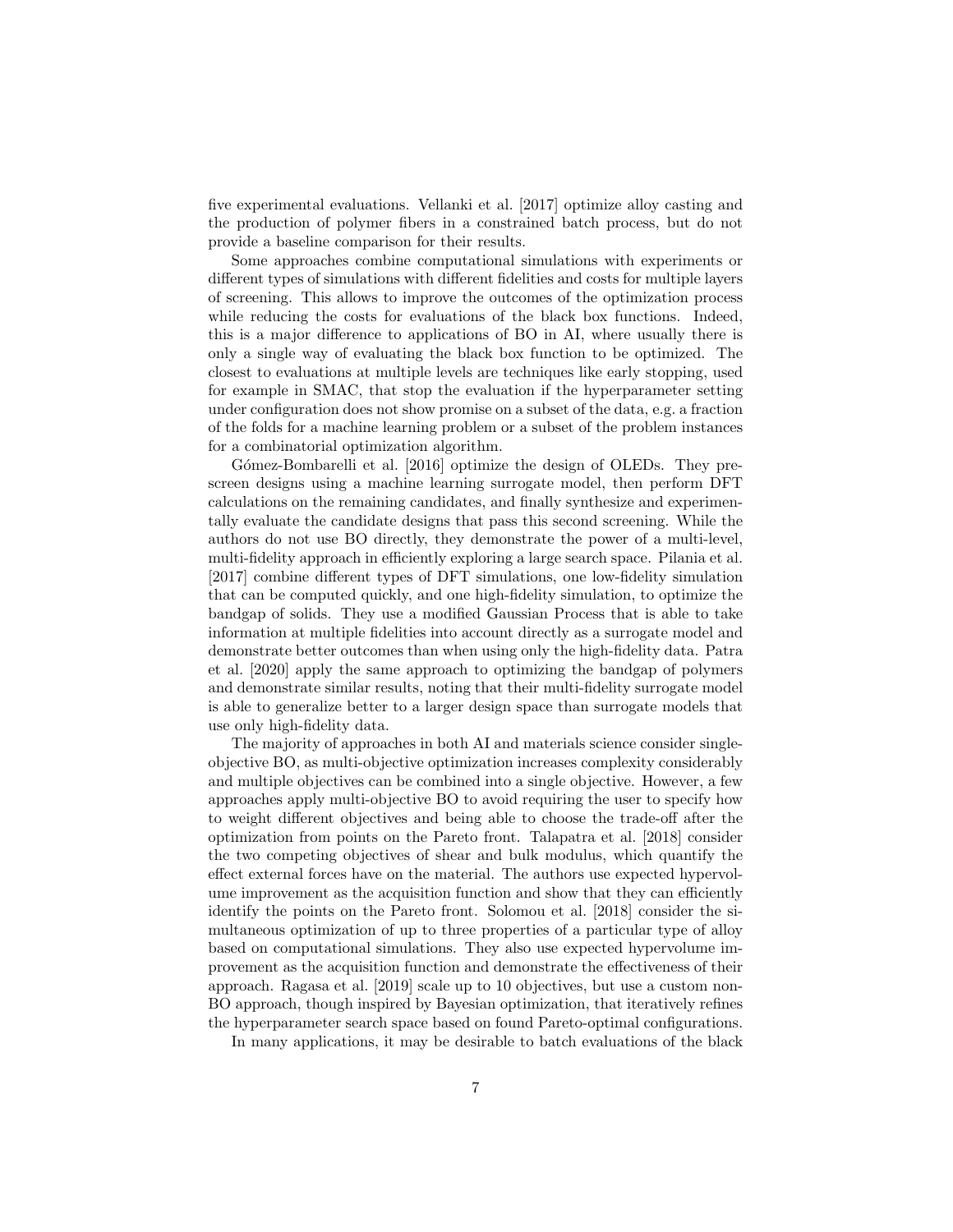five experimental evaluations. Vellanki et al. [2017] optimize alloy casting and the production of polymer fibers in a constrained batch process, but do not provide a baseline comparison for their results.

Some approaches combine computational simulations with experiments or different types of simulations with different fidelities and costs for multiple layers of screening. This allows to improve the outcomes of the optimization process while reducing the costs for evaluations of the black box functions. Indeed, this is a major difference to applications of BO in AI, where usually there is only a single way of evaluating the black box function to be optimized. The closest to evaluations at multiple levels are techniques like early stopping, used for example in SMAC, that stop the evaluation if the hyperparameter setting under configuration does not show promise on a subset of the data, e.g. a fraction of the folds for a machine learning problem or a subset of the problem instances for a combinatorial optimization algorithm.

Gómez-Bombarelli et al. [2016] optimize the design of OLEDs. They prescreen designs using a machine learning surrogate model, then perform DFT calculations on the remaining candidates, and finally synthesize and experimentally evaluate the candidate designs that pass this second screening. While the authors do not use BO directly, they demonstrate the power of a multi-level, multi-fidelity approach in efficiently exploring a large search space. Pilania et al. [2017] combine different types of DFT simulations, one low-fidelity simulation that can be computed quickly, and one high-fidelity simulation, to optimize the bandgap of solids. They use a modified Gaussian Process that is able to take information at multiple fidelities into account directly as a surrogate model and demonstrate better outcomes than when using only the high-fidelity data. Patra et al. [2020] apply the same approach to optimizing the bandgap of polymers and demonstrate similar results, noting that their multi-fidelity surrogate model is able to generalize better to a larger design space than surrogate models that use only high-fidelity data.

The majority of approaches in both AI and materials science consider single-objective BO, as multi-objective optimization increases complexity considerably and multiple objectives can be combined into a single objective. However, a few approaches apply multi-objective BO to avoid requiring the user to specify how to weight different objectives and being able to choose the trade-off after the optimization from points on the Pareto front. Talapatra et al. [2018] consider the two competing objectives of shear and bulk modulus, which quantify the effect external forces have on the material. The authors use expected hypervolume improvement as the acquisition function and show that they can efficiently identify the points on the Pareto front. Solomou et al. [2018] consider the simultaneous optimization of up to three properties of a particular type of alloy based on computational simulations. They also use expected hypervolume improvement as the acquisition function and demonstrate the effectiveness of their approach. Ragasa et al. [2019] scale up to 10 objectives, but use a custom non-BO approach, though inspired by Bayesian optimization, that iteratively refines the hyperparameter search space based on found Pareto-optimal configurations.

In many applications, it may be desirable to batch evaluations of the black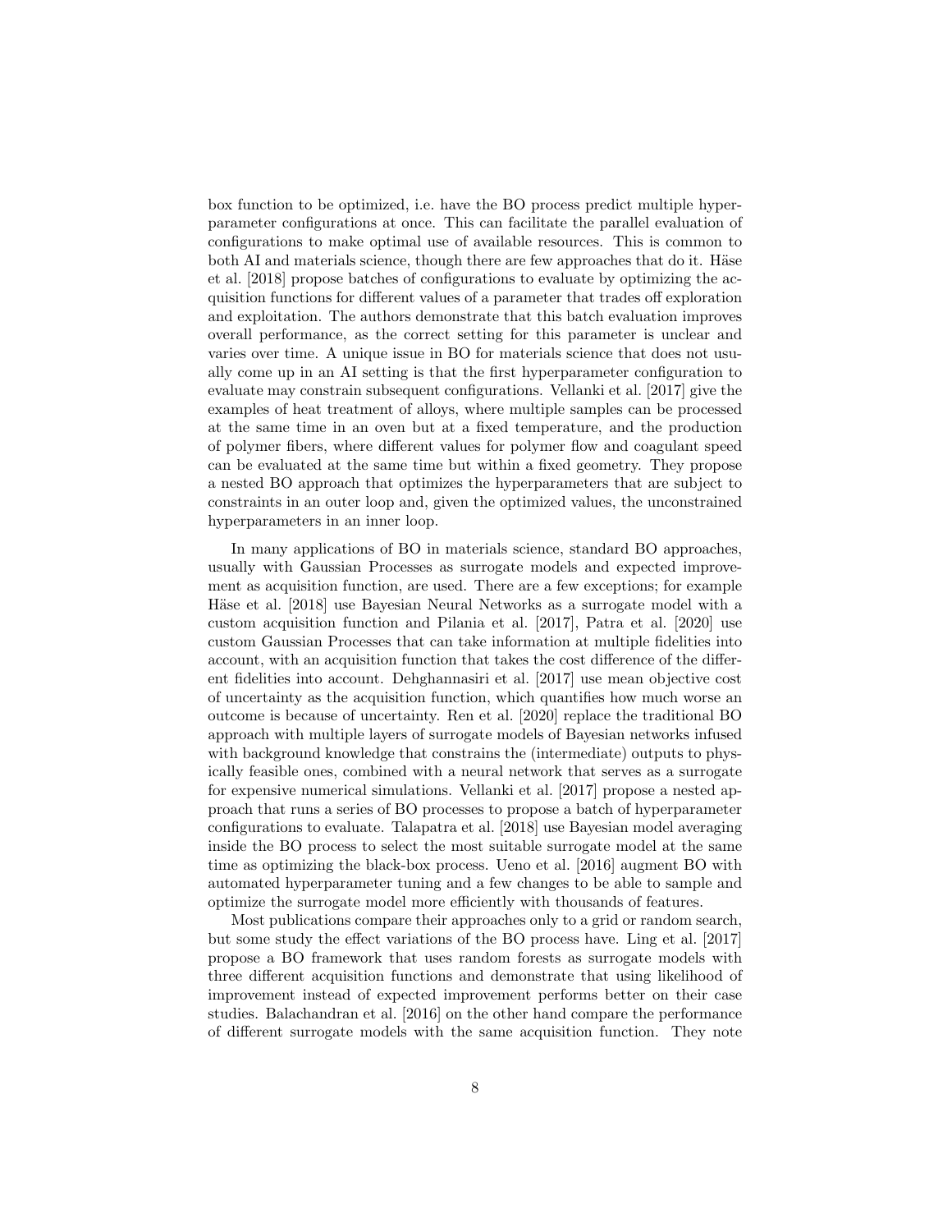box function to be optimized, i.e. have the BO process predict multiple hyperparameter configurations at once. This can facilitate the parallel evaluation of configurations to make optimal use of available resources. This is common to both AI and materials science, though there are few approaches that do it. Häse et al. [2018] propose batches of configurations to evaluate by optimizing the acquisition functions for different values of a parameter that trades off exploration and exploitation. The authors demonstrate that this batch evaluation improves overall performance, as the correct setting for this parameter is unclear and varies over time. A unique issue in BO for materials science that does not usually come up in an AI setting is that the first hyperparameter configuration to evaluate may constrain subsequent configurations. Vellanki et al. [2017] give the examples of heat treatment of alloys, where multiple samples can be processed at the same time in an oven but at a fixed temperature, and the production of polymer fibers, where different values for polymer flow and coagulant speed can be evaluated at the same time but within a fixed geometry. They propose a nested BO approach that optimizes the hyperparameters that are subject to constraints in an outer loop and, given the optimized values, the unconstrained hyperparameters in an inner loop.

In many applications of BO in materials science, standard BO approaches, usually with Gaussian Processes as surrogate models and expected improvement as acquisition function, are used. There are a few exceptions; for example Häse et al. [2018] use Bayesian Neural Networks as a surrogate model with a custom acquisition function and Pilania et al. [2017], Patra et al. [2020] use custom Gaussian Processes that can take information at multiple fidelities into account, with an acquisition function that takes the cost difference of the different fidelities into account. Dehghannasiri et al. [2017] use mean objective cost of uncertainty as the acquisition function, which quantifies how much worse an outcome is because of uncertainty. Ren et al. [2020] replace the traditional BO approach with multiple layers of surrogate models of Bayesian networks infused with background knowledge that constrains the (intermediate) outputs to physically feasible ones, combined with a neural network that serves as a surrogate for expensive numerical simulations. Vellanki et al. [2017] propose a nested approach that runs a series of BO processes to propose a batch of hyperparameter configurations to evaluate. Talapatra et al. [2018] use Bayesian model averaging inside the BO process to select the most suitable surrogate model at the same time as optimizing the black-box process. Ueno et al. [2016] augment BO with automated hyperparameter tuning and a few changes to be able to sample and optimize the surrogate model more efficiently with thousands of features.

Most publications compare their approaches only to a grid or random search, but some study the effect variations of the BO process have. Ling et al. [2017] propose a BO framework that uses random forests as surrogate models with three different acquisition functions and demonstrate that using likelihood of improvement instead of expected improvement performs better on their case studies. Balachandran et al. [2016] on the other hand compare the performance of different surrogate models with the same acquisition function. They note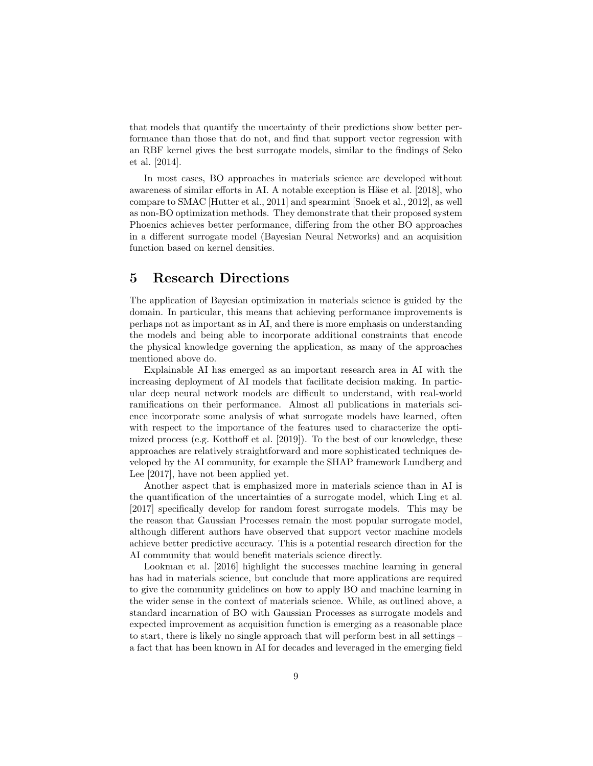that models that quantify the uncertainty of their predictions show better performance than those that do not, and find that support vector regression with an RBF kernel gives the best surrogate models, similar to the findings of Seko et al. [2014].

In most cases, BO approaches in materials science are developed without awareness of similar efforts in AI. A notable exception is Häse et al. [2018], who compare to SMAC [Hutter et al., 2011] and spearmint [Snoek et al., 2012], as well as non-BO optimization methods. They demonstrate that their proposed system Phoenics achieves better performance, differing from the other BO approaches in a different surrogate model (Bayesian Neural Networks) and an acquisition function based on kernel densities.

## 5 Research Directions

The application of Bayesian optimization in materials science is guided by the domain. In particular, this means that achieving performance improvements is perhaps not as important as in AI, and there is more emphasis on understanding the models and being able to incorporate additional constraints that encode the physical knowledge governing the application, as many of the approaches mentioned above do.

Explainable AI has emerged as an important research area in AI with the increasing deployment of AI models that facilitate decision making. In particular deep neural network models are difficult to understand, with real-world ramifications on their performance. Almost all publications in materials science incorporate some analysis of what surrogate models have learned, often with respect to the importance of the features used to characterize the optimized process (e.g. Kotthoff et al. [2019]). To the best of our knowledge, these approaches are relatively straightforward and more sophisticated techniques developed by the AI community, for example the SHAP framework Lundberg and Lee [2017], have not been applied yet.

Another aspect that is emphasized more in materials science than in AI is the quantification of the uncertainties of a surrogate model, which Ling et al. [2017] specifically develop for random forest surrogate models. This may be the reason that Gaussian Processes remain the most popular surrogate model, although different authors have observed that support vector machine models achieve better predictive accuracy. This is a potential research direction for the AI community that would benefit materials science directly.

Lookman et al. [2016] highlight the successes machine learning in general has had in materials science, but conclude that more applications are required to give the community guidelines on how to apply BO and machine learning in the wider sense in the context of materials science. While, as outlined above, a standard incarnation of BO with Gaussian Processes as surrogate models and expected improvement as acquisition function is emerging as a reasonable place to start, there is likely no single approach that will perform best in all settings – a fact that has been known in AI for decades and leveraged in the emerging field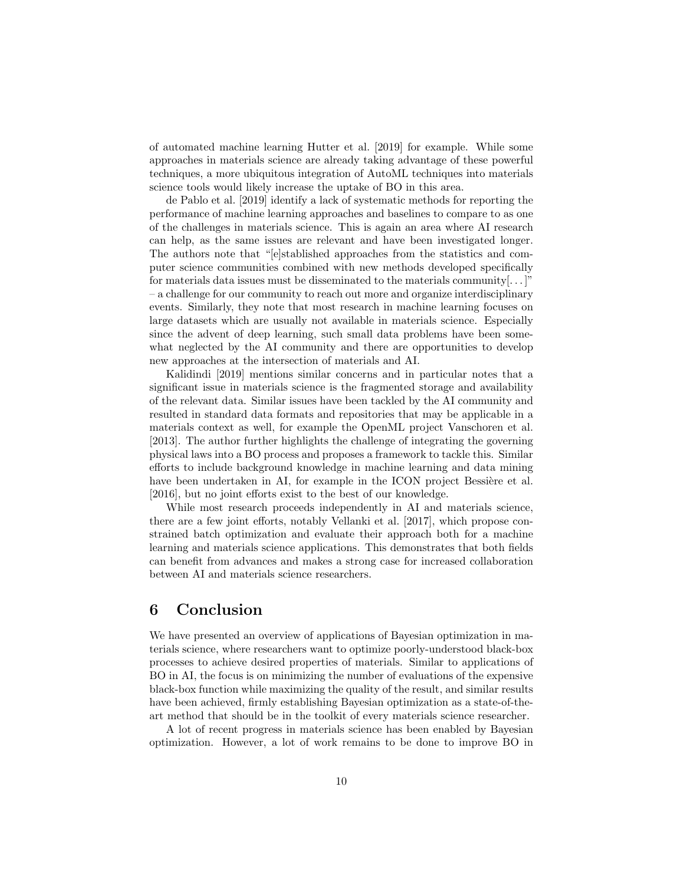of automated machine learning Hutter et al. [2019] for example. While some approaches in materials science are already taking advantage of these powerful techniques, a more ubiquitous integration of AutoML techniques into materials science tools would likely increase the uptake of BO in this area.

de Pablo et al. [2019] identify a lack of systematic methods for reporting the performance of machine learning approaches and baselines to compare to as one of the challenges in materials science. This is again an area where AI research can help, as the same issues are relevant and have been investigated longer. The authors note that "[e]stablished approaches from the statistics and computer science communities combined with new methods developed specifically for materials data issues must be disseminated to the materials community[. . . ]" – a challenge for our community to reach out more and organize interdisciplinary events. Similarly, they note that most research in machine learning focuses on large datasets which are usually not available in materials science. Especially since the advent of deep learning, such small data problems have been somewhat neglected by the AI community and there are opportunities to develop new approaches at the intersection of materials and AI.

Kalidindi [2019] mentions similar concerns and in particular notes that a significant issue in materials science is the fragmented storage and availability of the relevant data. Similar issues have been tackled by the AI community and resulted in standard data formats and repositories that may be applicable in a materials context as well, for example the OpenML project Vanschoren et al. [2013]. The author further highlights the challenge of integrating the governing physical laws into a BO process and proposes a framework to tackle this. Similar efforts to include background knowledge in machine learning and data mining have been undertaken in AI, for example in the ICON project Bessière et al. [2016], but no joint efforts exist to the best of our knowledge.

While most research proceeds independently in AI and materials science, there are a few joint efforts, notably Vellanki et al. [2017], which propose constrained batch optimization and evaluate their approach both for a machine learning and materials science applications. This demonstrates that both fields can benefit from advances and makes a strong case for increased collaboration between AI and materials science researchers.

# 6 Conclusion

We have presented an overview of applications of Bayesian optimization in materials science, where researchers want to optimize poorly-understood black-box processes to achieve desired properties of materials. Similar to applications of BO in AI, the focus is on minimizing the number of evaluations of the expensive black-box function while maximizing the quality of the result, and similar results have been achieved, firmly establishing Bayesian optimization as a state-of-the-art method that should be in the toolkit of every materials science researcher.

A lot of recent progress in materials science has been enabled by Bayesian optimization. However, a lot of work remains to be done to improve BO in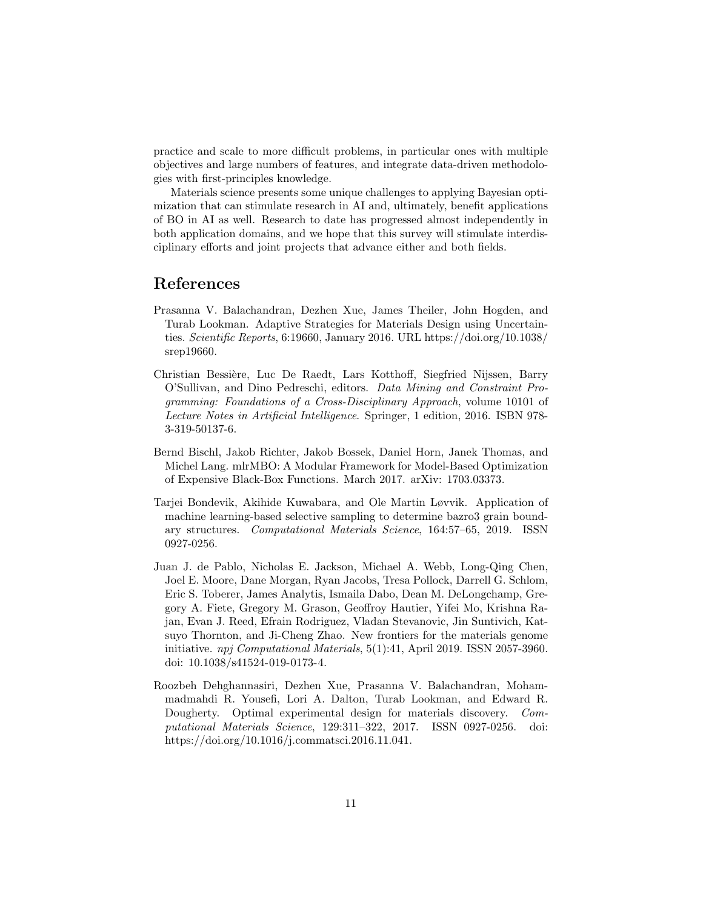practice and scale to more difficult problems, in particular ones with multiple objectives and large numbers of features, and integrate data-driven methodologies with first-principles knowledge.

Materials science presents some unique challenges to applying Bayesian optimization that can stimulate research in AI and, ultimately, benefit applications of BO in AI as well. Research to date has progressed almost independently in both application domains, and we hope that this survey will stimulate interdisciplinary efforts and joint projects that advance either and both fields.

# References

Prasanna V. Balachandran, Dezhen Xue, James Theiler, John Hogden, and Turab Lookman. Adaptive Strategies for Materials Design using Uncertainties. *Scientific Reports*, 6:19660, January 2016. URL https://doi.org/10.1038/srep19660.

Christian Bessière, Luc De Raedt, Lars Kotthoff, Siegfried Nijssen, Barry O'Sullivan, and Dino Pedreschi, editors. *Data Mining and Constraint Programming: Foundations of a Cross-Disciplinary Approach*, volume 10101 of *Lecture Notes in Artificial Intelligence*. Springer, 1 edition, 2016. ISBN 978-3-319-50137-6.

Bernd Bischl, Jakob Richter, Jakob Bossek, Daniel Horn, Janek Thomas, and Michel Lang. mlrMBO: A Modular Framework for Model-Based Optimization of Expensive Black-Box Functions. March 2017. arXiv: 1703.03373.

Tarjei Bondevik, Akihide Kuwabara, and Ole Martin Løvvik. Application of machine learning-based selective sampling to determine bazro3 grain boundary structures. *Computational Materials Science*, 164:57–65, 2019. ISSN 0927-0256.

Juan J. de Pablo, Nicholas E. Jackson, Michael A. Webb, Long-Qing Chen, Joel E. Moore, Dane Morgan, Ryan Jacobs, Tresa Pollock, Darrell G. Schlom, Eric S. Toberer, James Analytis, Ismaila Dabo, Dean M. DeLongchamp, Gregory A. Fiete, Gregory M. Grason, Geoffroy Hautier, Yifei Mo, Krishna Rajan, Evan J. Reed, Efrain Rodriguez, Vladan Stevanovic, Jin Suntivich, Katsuyo Thornton, and Ji-Cheng Zhao. New frontiers for the materials genome initiative. *npj Computational Materials*, 5(1):41, April 2019. ISSN 2057-3960. doi: 10.1038/s41524-019-0173-4.

Roozbeh Dehghannasiri, Dezhen Xue, Prasanna V. Balachandran, Mohammadmahdi R. Yousefi, Lori A. Dalton, Turab Lookman, and Edward R. Dougherty. Optimal experimental design for materials discovery. *Computational Materials Science*, 129:311–322, 2017. ISSN 0927-0256. doi: https://doi.org/10.1016/j.commatsci.2016.11.041.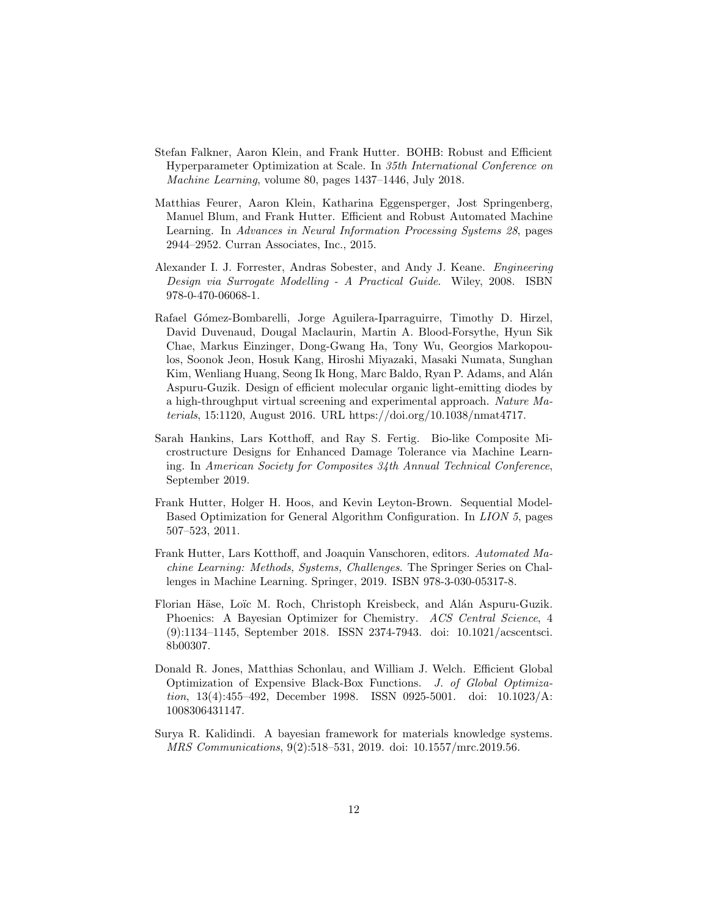Stefan Falkner, Aaron Klein, and Frank Hutter. BOHB: Robust and Efficient Hyperparameter Optimization at Scale. In *35th International Conference on Machine Learning*, volume 80, pages 1437–1446, July 2018.

Matthias Feurer, Aaron Klein, Katharina Eggensperger, Jost Springenberg, Manuel Blum, and Frank Hutter. Efficient and Robust Automated Machine Learning. In *Advances in Neural Information Processing Systems 28*, pages 2944–2952. Curran Associates, Inc., 2015.

Alexander I. J. Forrester, Andras Sobester, and Andy J. Keane. *Engineering Design via Surrogate Modelling - A Practical Guide*. Wiley, 2008. ISBN 978-0-470-06068-1.

Rafael Gómez-Bombarelli, Jorge Aguilera-Iparraguirre, Timothy D. Hirzel, David Duvenaud, Dougal Maclaurin, Martin A. Blood-Forsythe, Hyun Sik Chae, Markus Einzinger, Dong-Gwang Ha, Tony Wu, Georgios Markopoulos, Soonok Jeon, Hosuk Kang, Hiroshi Miyazaki, Masaki Numata, Sunghan Kim, Wenliang Huang, Seong Ik Hong, Marc Baldo, Ryan P. Adams, and Alán Aspuru-Guzik. Design of efficient molecular organic light-emitting diodes by a high-throughput virtual screening and experimental approach. *Nature Materials*, 15:1120, August 2016. URL https://doi.org/10.1038/nmat4717.

Sarah Hankins, Lars Kotthoff, and Ray S. Fertig. Bio-like Composite Microstructure Designs for Enhanced Damage Tolerance via Machine Learning. In *American Society for Composites 34th Annual Technical Conference*, September 2019.

Frank Hutter, Holger H. Hoos, and Kevin Leyton-Brown. Sequential Model-Based Optimization for General Algorithm Configuration. In *LION 5*, pages 507–523, 2011.

Frank Hutter, Lars Kotthoff, and Joaquin Vanschoren, editors. *Automated Machine Learning: Methods, Systems, Challenges*. The Springer Series on Challenges in Machine Learning. Springer, 2019. ISBN 978-3-030-05317-8.

Florian Häse, Loïc M. Roch, Christoph Kreisbeck, and Alán Aspuru-Guzik. Phoenics: A Bayesian Optimizer for Chemistry. *ACS Central Science*, 4 (9):1134–1145, September 2018. ISSN 2374-7943. doi: 10.1021/acscentsci.8b00307.

Donald R. Jones, Matthias Schonlau, and William J. Welch. Efficient Global Optimization of Expensive Black-Box Functions. *J. of Global Optimization*, 13(4):455–492, December 1998. ISSN 0925-5001. doi: 10.1023/A:1008306431147.

Surya R. Kalidindi. A bayesian framework for materials knowledge systems. *MRS Communications*, 9(2):518–531, 2019. doi: 10.1557/mrc.2019.56.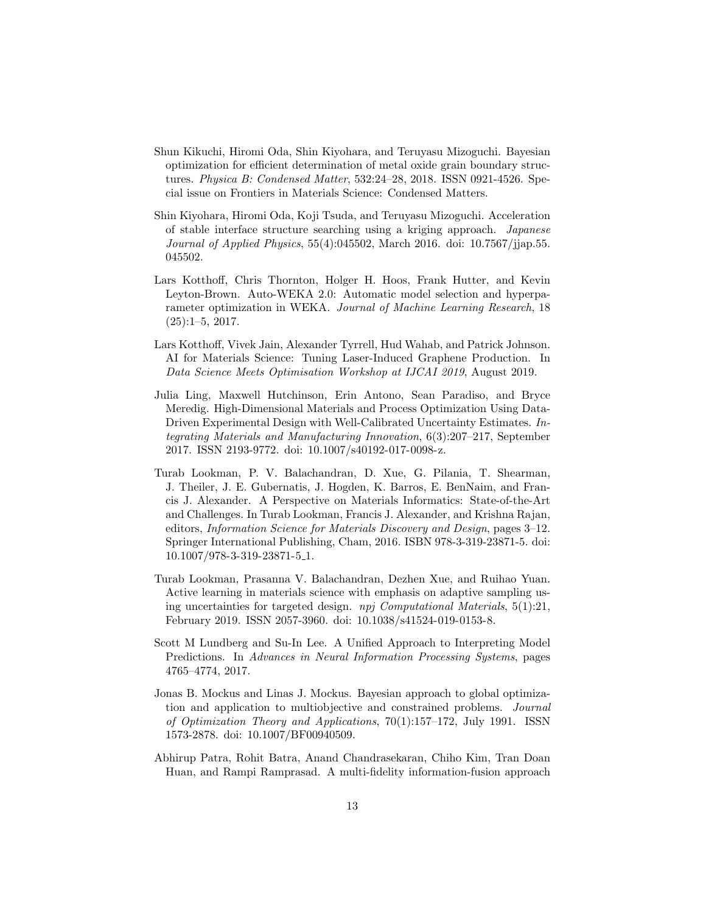Shun Kikuchi, Hiromi Oda, Shin Kiyohara, and Teruyasu Mizoguchi. Bayesian optimization for efficient determination of metal oxide grain boundary structures. *Physica B: Condensed Matter*, 532:24–28, 2018. ISSN 0921-4526. Special issue on Frontiers in Materials Science: Condensed Matters.

Shin Kiyohara, Hiromi Oda, Koji Tsuda, and Teruyasu Mizoguchi. Acceleration of stable interface structure searching using a kriging approach. *Japanese Journal of Applied Physics*, 55(4):045502, March 2016. doi: 10.7567/jjap.55.045502.

Lars Kotthoff, Chris Thornton, Holger H. Hoos, Frank Hutter, and Kevin Leyton-Brown. Auto-WEKA 2.0: Automatic model selection and hyperparameter optimization in WEKA. *Journal of Machine Learning Research*, 18 (25):1–5, 2017.

Lars Kotthoff, Vivek Jain, Alexander Tyrrell, Hud Wahab, and Patrick Johnson. AI for Materials Science: Tuning Laser-Induced Graphene Production. In *Data Science Meets Optimisation Workshop at IJCAI 2019*, August 2019.

Julia Ling, Maxwell Hutchinson, Erin Antono, Sean Paradiso, and Bryce Meredig. High-Dimensional Materials and Process Optimization Using Data-Driven Experimental Design with Well-Calibrated Uncertainty Estimates. *Integrating Materials and Manufacturing Innovation*, 6(3):207–217, September 2017. ISSN 2193-9772. doi: 10.1007/s40192-017-0098-z.

Turab Lookman, P. V. Balachandran, D. Xue, G. Pilania, T. Shearman, J. Theiler, J. E. Gubernatis, J. Hogden, K. Barros, E. BenNaim, and Francis J. Alexander. A Perspective on Materials Informatics: State-of-the-Art and Challenges. In Turab Lookman, Francis J. Alexander, and Krishna Rajan, editors, *Information Science for Materials Discovery and Design*, pages 3–12. Springer International Publishing, Cham, 2016. ISBN 978-3-319-23871-5. doi: 10.1007/978-3-319-23871-5_1.

Turab Lookman, Prasanna V. Balachandran, Dezhen Xue, and Ruihao Yuan. Active learning in materials science with emphasis on adaptive sampling using uncertainties for targeted design. *npj Computational Materials*, 5(1):21, February 2019. ISSN 2057-3960. doi: 10.1038/s41524-019-0153-8.

Scott M Lundberg and Su-In Lee. A Unified Approach to Interpreting Model Predictions. In *Advances in Neural Information Processing Systems*, pages 4765–4774, 2017.

Jonas B. Mockus and Linas J. Mockus. Bayesian approach to global optimization and application to multiobjective and constrained problems. *Journal of Optimization Theory and Applications*, 70(1):157–172, July 1991. ISSN 1573-2878. doi: 10.1007/BF00940509.

Abhirup Patra, Rohit Batra, Anand Chandrasekaran, Chiho Kim, Tran Doan Huan, and Rampi Ramprasad. A multi-fidelity information-fusion approach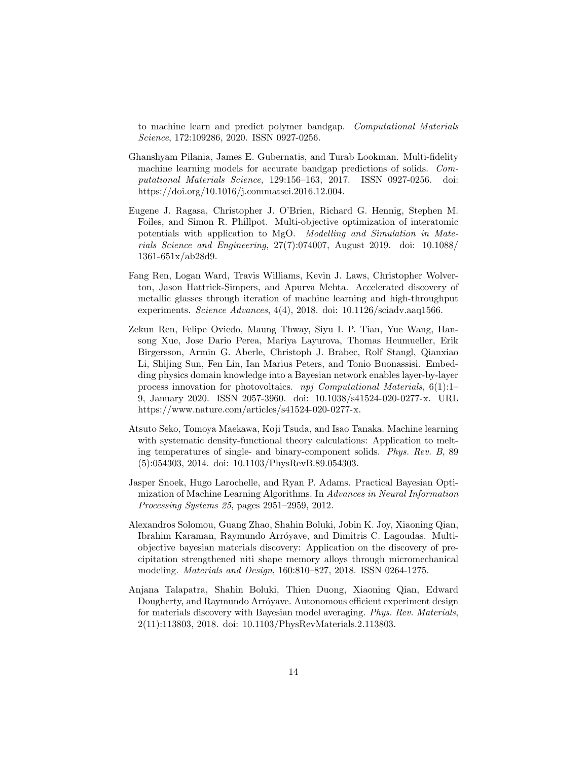to machine learn and predict polymer bandgap. *Computational Materials Science*, 172:109286, 2020. ISSN 0927-0256.

Ghanshyam Pilania, James E. Gubernatis, and Turab Lookman. Multi-fidelity machine learning models for accurate bandgap predictions of solids. *Computational Materials Science*, 129:156–163, 2017. ISSN 0927-0256. doi: https://doi.org/10.1016/j.commatsci.2016.12.004.

Eugene J. Ragasa, Christopher J. O'Brien, Richard G. Hennig, Stephen M. Foiles, and Simon R. Phillpot. Multi-objective optimization of interatomic potentials with application to MgO. *Modelling and Simulation in Materials Science and Engineering*, 27(7):074007, August 2019. doi: 10.1088/1361-651x/ab28d9.

Fang Ren, Logan Ward, Travis Williams, Kevin J. Laws, Christopher Wolverton, Jason Hattrick-Simpers, and Apurva Mehta. Accelerated discovery of metallic glasses through iteration of machine learning and high-throughput experiments. *Science Advances*, 4(4), 2018. doi: 10.1126/sciadv.aaq1566.

Zekun Ren, Felipe Oviedo, Maung Thway, Siyu I. P. Tian, Yue Wang, Hansong Xue, Jose Dario Perea, Mariya Layurova, Thomas Heumueller, Erik Birgersson, Armin G. Aberle, Christoph J. Brabec, Rolf Stangl, Qianxiao Li, Shijing Sun, Fen Lin, Ian Marius Peters, and Tonio Buonassisi. Embedding physics domain knowledge into a Bayesian network enables layer-by-layer process innovation for photovoltaics. *npj Computational Materials*, 6(1):1–9, January 2020. ISSN 2057-3960. doi: 10.1038/s41524-020-0277-x. URL https://www.nature.com/articles/s41524-020-0277-x.

Atsuto Seko, Tomoya Maekawa, Koji Tsuda, and Isao Tanaka. Machine learning with systematic density-functional theory calculations: Application to melting temperatures of single- and binary-component solids. *Phys. Rev. B*, 89 (5):054303, 2014. doi: 10.1103/PhysRevB.89.054303.

Jasper Snoek, Hugo Larochelle, and Ryan P. Adams. Practical Bayesian Optimization of Machine Learning Algorithms. In *Advances in Neural Information Processing Systems 25*, pages 2951–2959, 2012.

Alexandros Solomou, Guang Zhao, Shahin Boluki, Jobin K. Joy, Xiaoning Qian, Ibrahim Karaman, Raymundo Arróyave, and Dimitris C. Lagoudas. Multi-objective bayesian materials discovery: Application on the discovery of precipitation strengthened niti shape memory alloys through micromechanical modeling. *Materials and Design*, 160:810–827, 2018. ISSN 0264-1275.

Anjana Talapatra, Shahin Boluki, Thien Duong, Xiaoning Qian, Edward Dougherty, and Raymundo Arróyave. Autonomous efficient experiment design for materials discovery with Bayesian model averaging. *Phys. Rev. Materials*, 2(11):113803, 2018. doi: 10.1103/PhysRevMaterials.2.113803.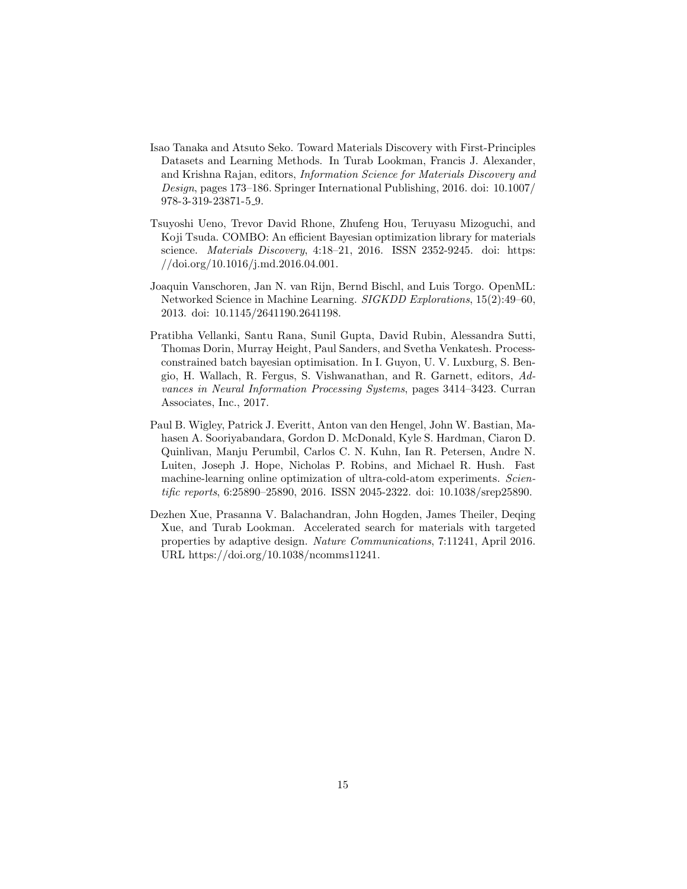Isao Tanaka and Atsuto Seko. Toward Materials Discovery with First-Principles Datasets and Learning Methods. In Turab Lookman, Francis J. Alexander, and Krishna Rajan, editors, *Information Science for Materials Discovery and Design*, pages 173–186. Springer International Publishing, 2016. doi: 10.1007/978-3-319-23871-5_9.

Tsuyoshi Ueno, Trevor David Rhone, Zhufeng Hou, Teruyasu Mizoguchi, and Koji Tsuda. COMBO: An efficient Bayesian optimization library for materials science. *Materials Discovery*, 4:18–21, 2016. ISSN 2352-9245. doi: https://doi.org/10.1016/j.md.2016.04.001.

Joaquin Vanschoren, Jan N. van Rijn, Bernd Bischl, and Luis Torgo. OpenML: Networked Science in Machine Learning. *SIGKDD Explorations*, 15(2):49–60, 2013. doi: 10.1145/2641190.2641198.

Pratibha Vellanki, Santu Rana, Sunil Gupta, David Rubin, Alessandra Sutti, Thomas Dorin, Murray Height, Paul Sanders, and Svetha Venkatesh. Process-constrained batch bayesian optimisation. In I. Guyon, U. V. Luxburg, S. Bengio, H. Wallach, R. Fergus, S. Vishwanathan, and R. Garnett, editors, *Advances in Neural Information Processing Systems*, pages 3414–3423. Curran Associates, Inc., 2017.

Paul B. Wigley, Patrick J. Everitt, Anton van den Hengel, John W. Bastian, Mahasen A. Sooriyabandara, Gordon D. McDonald, Kyle S. Hardman, Ciaron D. Quinlivan, Manju Perumbil, Carlos C. N. Kuhn, Ian R. Petersen, Andre N. Luiten, Joseph J. Hope, Nicholas P. Robins, and Michael R. Hush. Fast machine-learning online optimization of ultra-cold-atom experiments. *Scientific reports*, 6:25890–25890, 2016. ISSN 2045-2322. doi: 10.1038/srep25890.

Dezhen Xue, Prasanna V. Balachandran, John Hogden, James Theiler, Deqing Xue, and Turab Lookman. Accelerated search for materials with targeted properties by adaptive design. *Nature Communications*, 7:11241, April 2016. URL https://doi.org/10.1038/ncomms11241.